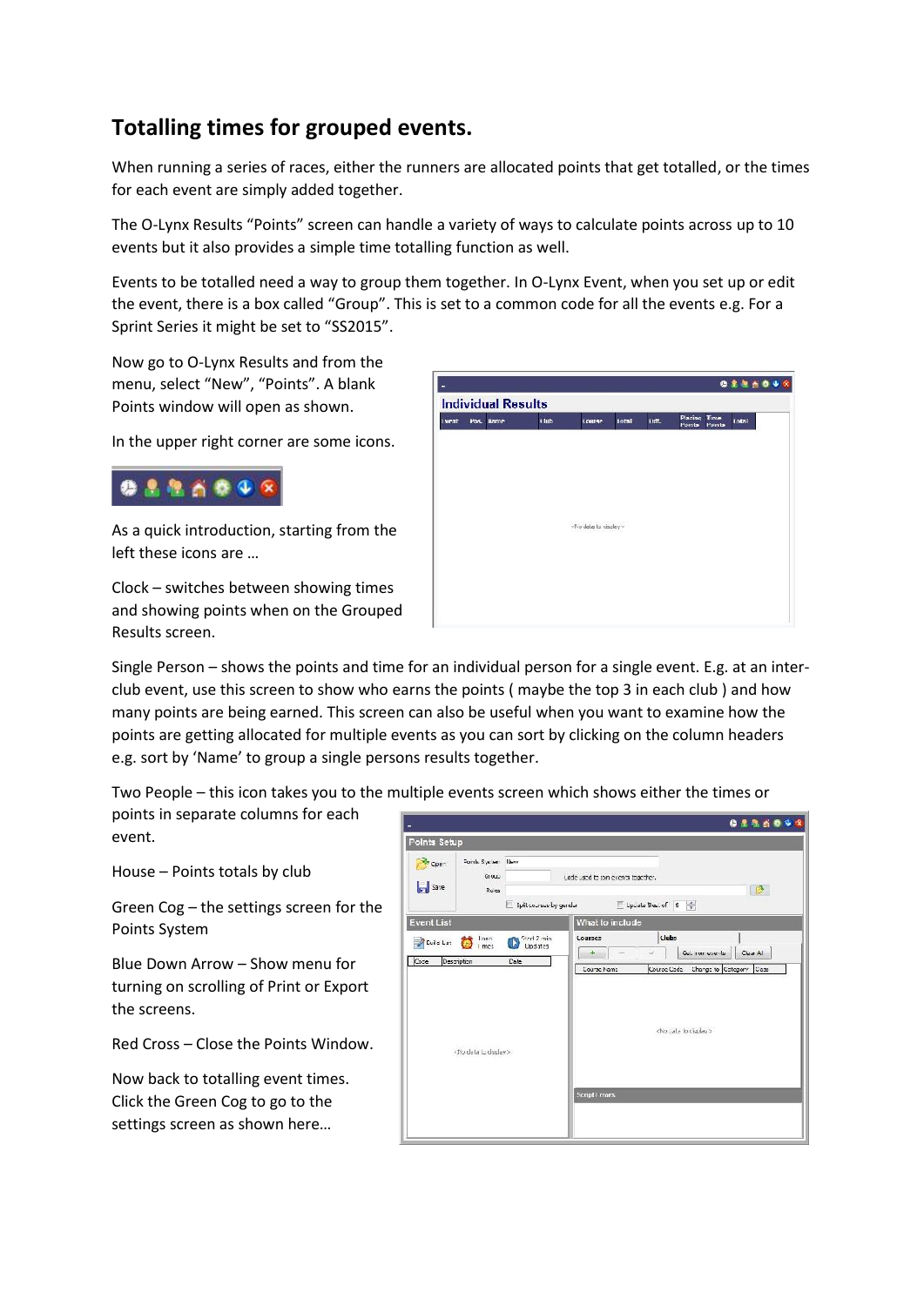# Totalling times for grouped events.

When running a series of races, either the runners are allocated points that get totalled, or the times for each event are simply added together.

The O-Lynx Results "Points" screen can handle a variety of ways to calculate points across up to 10 events but it also provides a simple time totalling function as well.

Events to be totalled need a way to group them together. In O-Lynx Event, when you set up or edit the event, there is a box called "Group". This is set to a common code for all the events e.g. For a Sprint Series it might be set to "SS2015".

Now go to O-Lynx Results and from the menu, select "New", "Points". A blank Points window will open as shown.

In the upper right corner are some icons.

As a quick introduction, starting from the left these icons are …

Clock – switches between showing times and showing points when on the Grouped Results screen.

Single Person – shows the points and time for an individual person for a single event. E.g. at an inter-club event, use this screen to show who earns the points ( maybe the top 3 in each club ) and how many points are being earned. This screen can also be useful when you want to examine how the points are getting allocated for multiple events as you can sort by clicking on the column headers e.g. sort by 'Name' to group a single persons results together.

Two People – this icon takes you to the multiple events screen which shows either the times or points in separate columns for each event.

House – Points totals by club

Green Cog – the settings screen for the Points System

Blue Down Arrow – Show menu for turning on scrolling of Print or Export the screens.

Red Cross – Close the Points Window.

Now back to totalling event times. Click the Green Cog to go to the settings screen as shown here…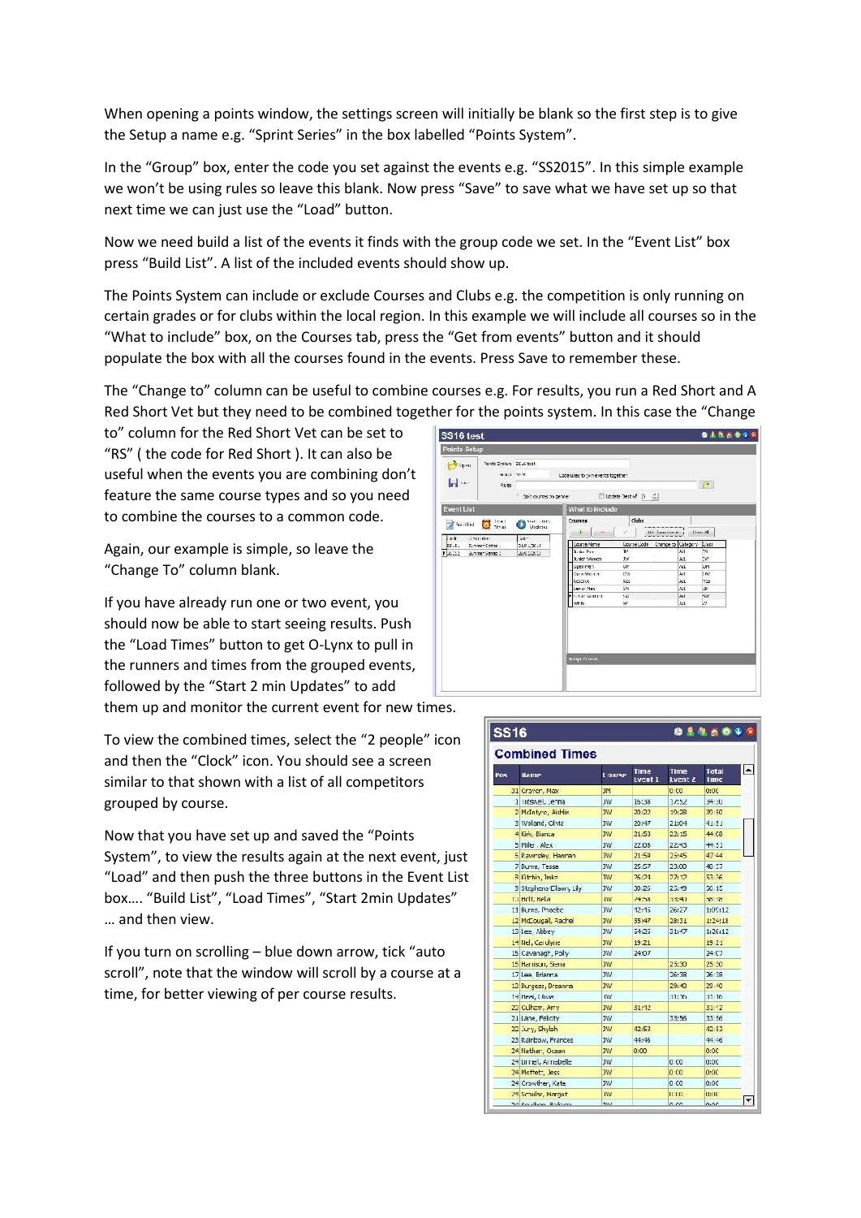When opening a points window, the settings screen will initially be blank so the first step is to give the Setup a name e.g. "Sprint Series" in the box labelled "Points System".

In the "Group" box, enter the code you set against the events e.g. "SS2015". In this simple example we won't be using rules so leave this blank. Now press "Save" to save what we have set up so that next time we can just use the "Load" button.

Now we need build a list of the events it finds with the group code we set. In the "Event List" box press "Build List". A list of the included events should show up.

The Points System can include or exclude Courses and Clubs e.g. the competition is only running on certain grades or for clubs within the local region. In this example we will include all courses so in the "What to include" box, on the Courses tab, press the "Get from events" button and it should populate the box with all the courses found in the events. Press Save to remember these.

The "Change to" column can be useful to combine courses e.g. For results, you run a Red Short and A Red Short Vet but they need to be combined together for the points system. In this case the "Change to" column for the Red Short Vet can be set to "RS" ( the code for Red Short ). It can also be useful when the events you are combining don't feature the same course types and so you need to combine the courses to a common code.

Again, our example is simple, so leave the "Change To" column blank.

If you have already run one or two event, you should now be able to start seeing results. Push the "Load Times" button to get O-Lynx to pull in the runners and times from the grouped events, followed by the "Start 2 min Updates" to add them up and monitor the current event for new times.

To view the combined times, select the "2 people" icon and then the "Clock" icon. You should see a screen similar to that shown with a list of all competitors grouped by course.

Now that you have set up and saved the "Points System", to view the results again at the next event, just "Load" and then push the three buttons in the Event List box…. "Build List", "Load Times", "Start 2min Updates" … and then view.

If you turn on scrolling – blue down arrow, tick "auto scroll", note that the window will scroll by a course at a time, for better viewing of per course results.